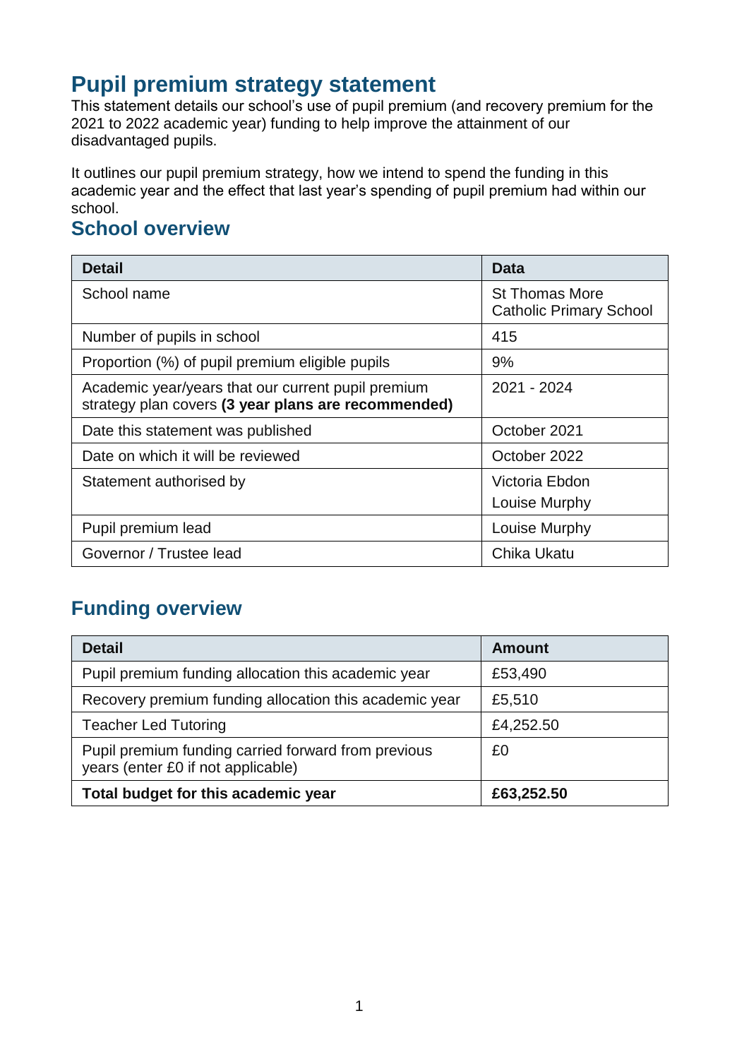# Pupil premium strategy statement

This statement details our school's use of pupil premium (and recovery premium for the 2021 to 2022 academic year) funding to help improve the attainment of our disadvantaged pupils.

It outlines our pupil premium strategy, how we intend to spend the funding in this academic year and the effect that last year's spending of pupil premium had within our school.

## School overview

| Detail | Data |
|---|---|
| School name | St Thomas More Catholic Primary School |
| Number of pupils in school | 415 |
| Proportion (%) of pupil premium eligible pupils | 9% |
| Academic year/years that our current pupil premium strategy plan covers **(3 year plans are recommended)** | 2021 - 2024 |
| Date this statement was published | October 2021 |
| Date on which it will be reviewed | October 2022 |
| Statement authorised by | Victoria Ebdon<br>Louise Murphy |
| Pupil premium lead | Louise Murphy |
| Governor / Trustee lead | Chika Ukatu |

## Funding overview

| Detail | Amount |
|---|---|
| Pupil premium funding allocation this academic year | £53,490 |
| Recovery premium funding allocation this academic year | £5,510 |
| Teacher Led Tutoring | £4,252.50 |
| Pupil premium funding carried forward from previous years (enter £0 if not applicable) | £0 |
| **Total budget for this academic year** | **£63,252.50** |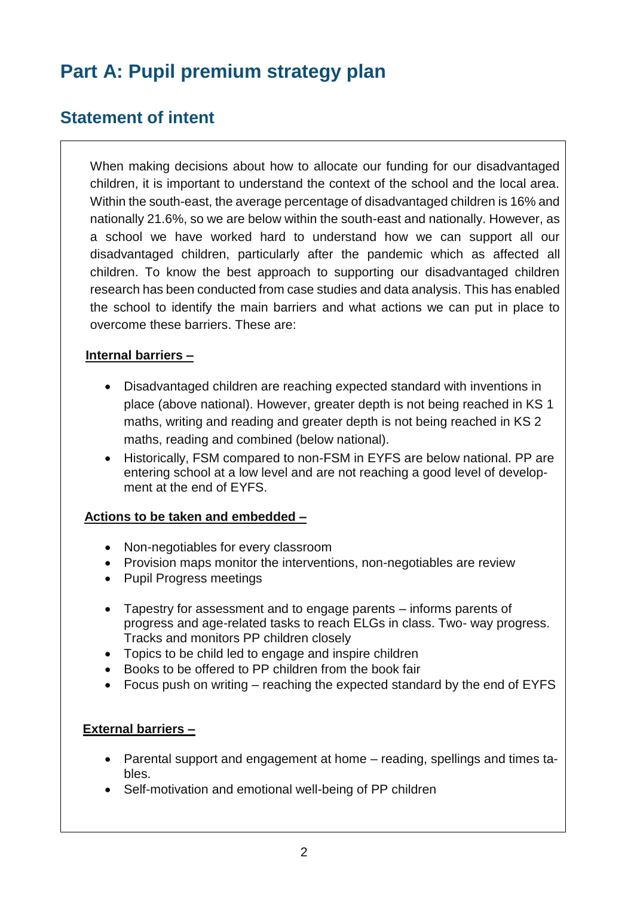# Part A: Pupil premium strategy plan

## Statement of intent

When making decisions about how to allocate our funding for our disadvantaged children, it is important to understand the context of the school and the local area. Within the south-east, the average percentage of disadvantaged children is 16% and nationally 21.6%, so we are below within the south-east and nationally. However, as a school we have worked hard to understand how we can support all our disadvantaged children, particularly after the pandemic which as affected all children. To know the best approach to supporting our disadvantaged children research has been conducted from case studies and data analysis. This has enabled the school to identify the main barriers and what actions we can put in place to overcome these barriers. These are:

**<u>Internal barriers –</u>**

- Disadvantaged children are reaching expected standard with inventions in place (above national). However, greater depth is not being reached in KS 1 maths, writing and reading and greater depth is not being reached in KS 2 maths, reading and combined (below national).
- Historically, FSM compared to non-FSM in EYFS are below national. PP are entering school at a low level and are not reaching a good level of development at the end of EYFS.

**<u>Actions to be taken and embedded –</u>**

- Non-negotiables for every classroom
- Provision maps monitor the interventions, non-negotiables are review
- Pupil Progress meetings

- Tapestry for assessment and to engage parents – informs parents of progress and age-related tasks to reach ELGs in class. Two- way progress. Tracks and monitors PP children closely
- Topics to be child led to engage and inspire children
- Books to be offered to PP children from the book fair
- Focus push on writing – reaching the expected standard by the end of EYFS

**<u>External barriers –</u>**

- Parental support and engagement at home – reading, spellings and times tables.
- Self-motivation and emotional well-being of PP children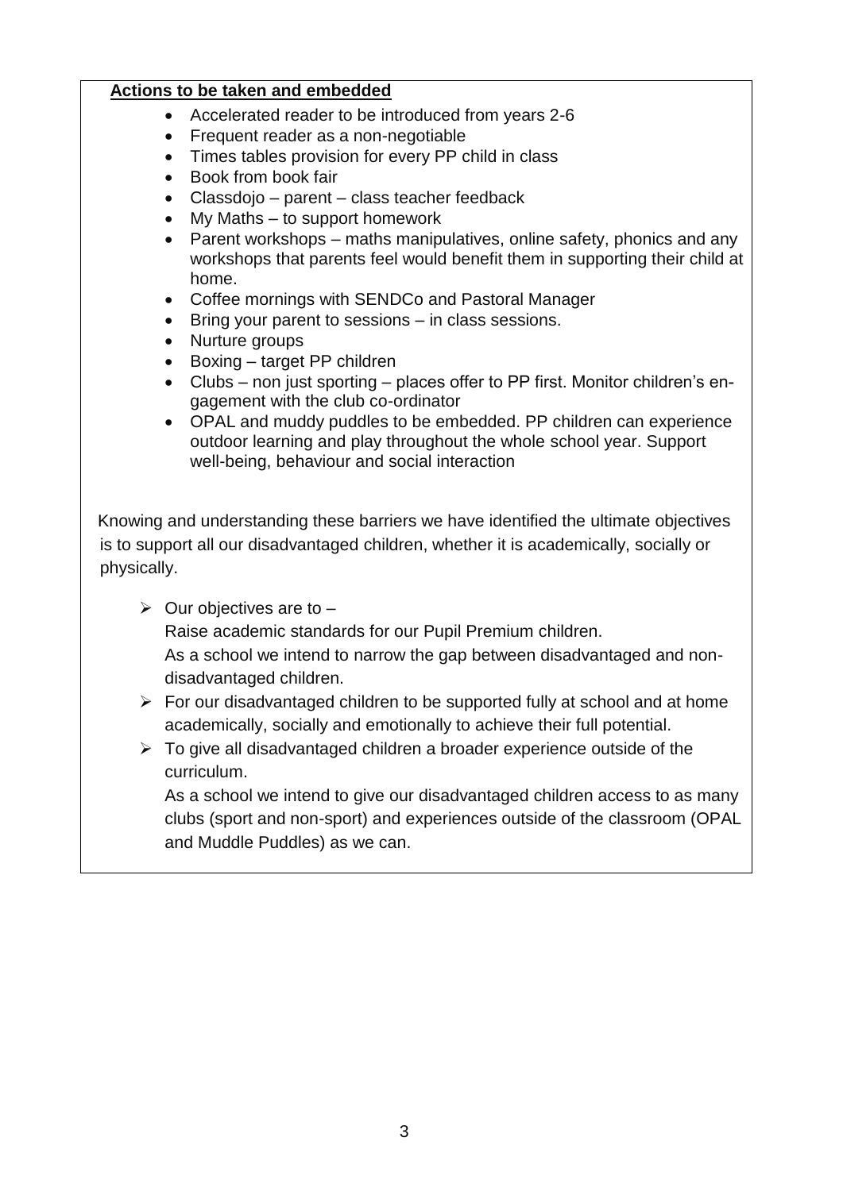**Actions to be taken and embedded**

- Accelerated reader to be introduced from years 2-6
- Frequent reader as a non-negotiable
- Times tables provision for every PP child in class
- Book from book fair
- Classdojo – parent – class teacher feedback
- My Maths – to support homework
- Parent workshops – maths manipulatives, online safety, phonics and any workshops that parents feel would benefit them in supporting their child at home.
- Coffee mornings with SENDCo and Pastoral Manager
- Bring your parent to sessions – in class sessions.
- Nurture groups
- Boxing – target PP children
- Clubs – non just sporting – places offer to PP first. Monitor children's engagement with the club co-ordinator
- OPAL and muddy puddles to be embedded. PP children can experience outdoor learning and play throughout the whole school year. Support well-being, behaviour and social interaction

Knowing and understanding these barriers we have identified the ultimate objectives is to support all our disadvantaged children, whether it is academically, socially or physically.

- Our objectives are to –
  Raise academic standards for our Pupil Premium children.
  As a school we intend to narrow the gap between disadvantaged and non-disadvantaged children.
- For our disadvantaged children to be supported fully at school and at home academically, socially and emotionally to achieve their full potential.
- To give all disadvantaged children a broader experience outside of the curriculum.
  As a school we intend to give our disadvantaged children access to as many clubs (sport and non-sport) and experiences outside of the classroom (OPAL and Muddle Puddles) as we can.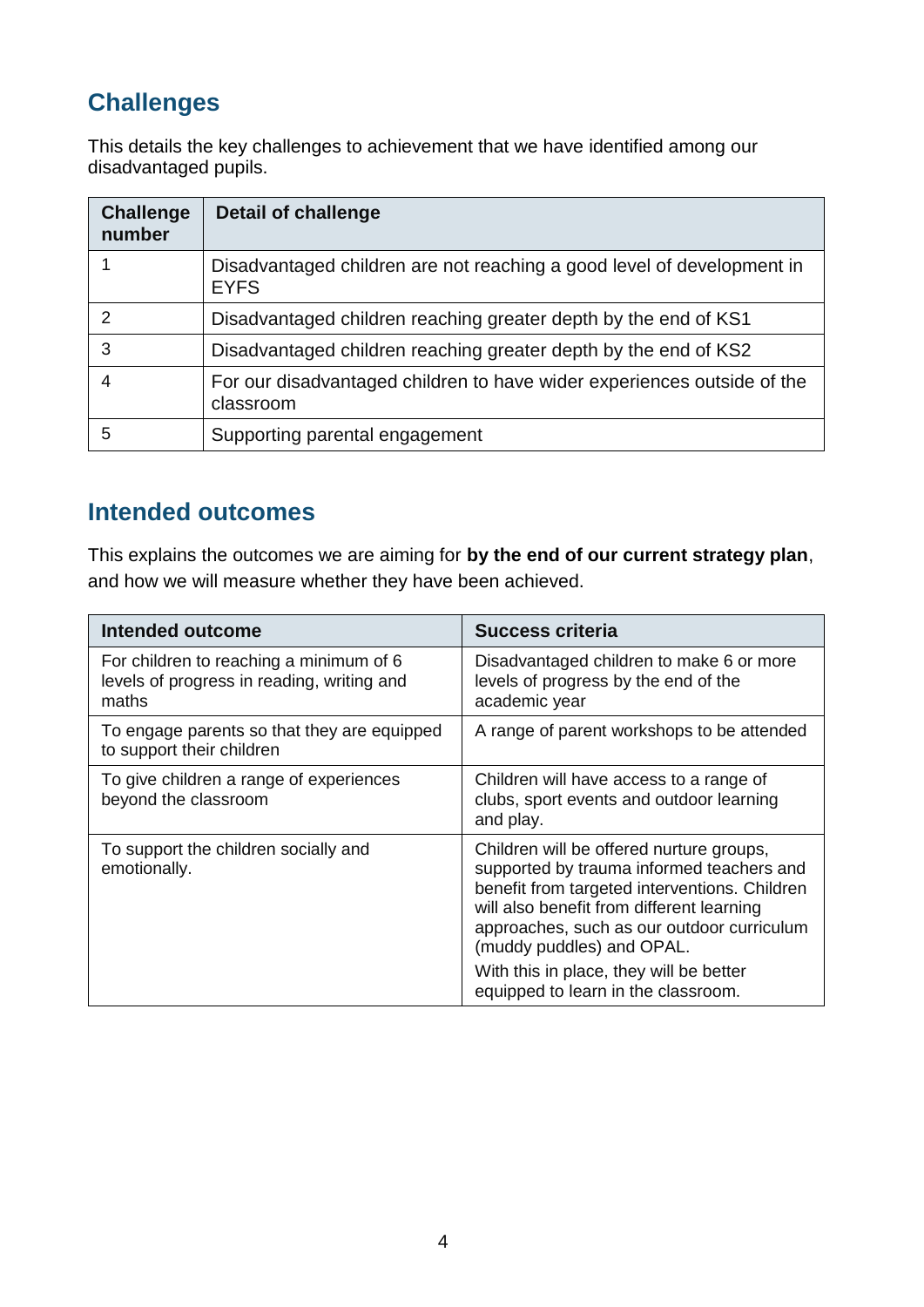## Challenges

This details the key challenges to achievement that we have identified among our disadvantaged pupils.

| Challenge number | Detail of challenge |
|---|---|
| 1 | Disadvantaged children are not reaching a good level of development in EYFS |
| 2 | Disadvantaged children reaching greater depth by the end of KS1 |
| 3 | Disadvantaged children reaching greater depth by the end of KS2 |
| 4 | For our disadvantaged children to have wider experiences outside of the classroom |
| 5 | Supporting parental engagement |

## Intended outcomes

This explains the outcomes we are aiming for **by the end of our current strategy plan**, and how we will measure whether they have been achieved.

| Intended outcome | Success criteria |
|---|---|
| For children to reaching a minimum of 6 levels of progress in reading, writing and maths | Disadvantaged children to make 6 or more levels of progress by the end of the academic year |
| To engage parents so that they are equipped to support their children | A range of parent workshops to be attended |
| To give children a range of experiences beyond the classroom | Children will have access to a range of clubs, sport events and outdoor learning and play. |
| To support the children socially and emotionally. | Children will be offered nurture groups, supported by trauma informed teachers and benefit from targeted interventions. Children will also benefit from different learning approaches, such as our outdoor curriculum (muddy puddles) and OPAL.<br>With this in place, they will be better equipped to learn in the classroom. |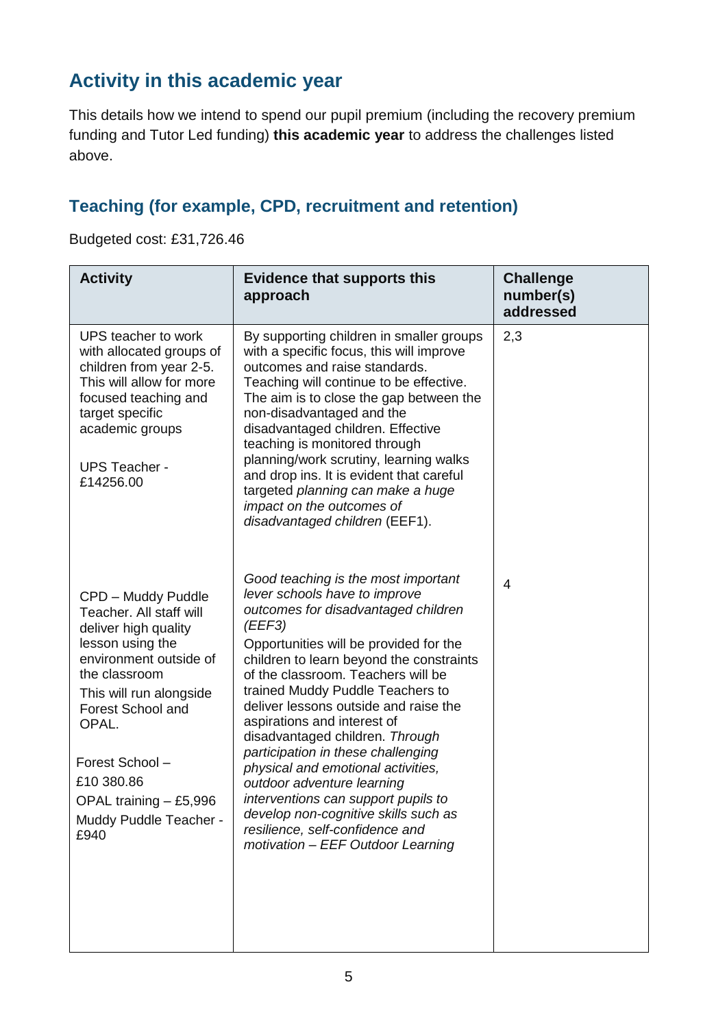## Activity in this academic year

This details how we intend to spend our pupil premium (including the recovery premium funding and Tutor Led funding) **this academic year** to address the challenges listed above.

### Teaching (for example, CPD, recruitment and retention)

Budgeted cost: £31,726.46

| Activity | Evidence that supports this approach | Challenge number(s) addressed |
|---|---|---|
| UPS teacher to work with allocated groups of children from year 2-5. This will allow for more focused teaching and target specific academic groups<br><br>UPS Teacher - £14256.00 | By supporting children in smaller groups with a specific focus, this will improve outcomes and raise standards. Teaching will continue to be effective. The aim is to close the gap between the non-disadvantaged and the disadvantaged children. Effective teaching is monitored through planning/work scrutiny, learning walks and drop ins. It is evident that careful targeted *planning can make a huge impact on the outcomes of disadvantaged children* (EEF1). | 2,3 |
| CPD – Muddy Puddle Teacher. All staff will deliver high quality lesson using the environment outside of the classroom<br>This will run alongside Forest School and OPAL.<br><br>Forest School – £10 380.86<br>OPAL training – £5,996<br>Muddy Puddle Teacher - £940 | *Good teaching is the most important lever schools have to improve outcomes for disadvantaged children (EEF3)*<br>Opportunities will be provided for the children to learn beyond the constraints of the classroom. Teachers will be trained Muddy Puddle Teachers to deliver lessons outside and raise the aspirations and interest of disadvantaged children. *Through participation in these challenging physical and emotional activities, outdoor adventure learning interventions can support pupils to develop non-cognitive skills such as resilience, self-confidence and motivation – EEF Outdoor Learning* | 4 |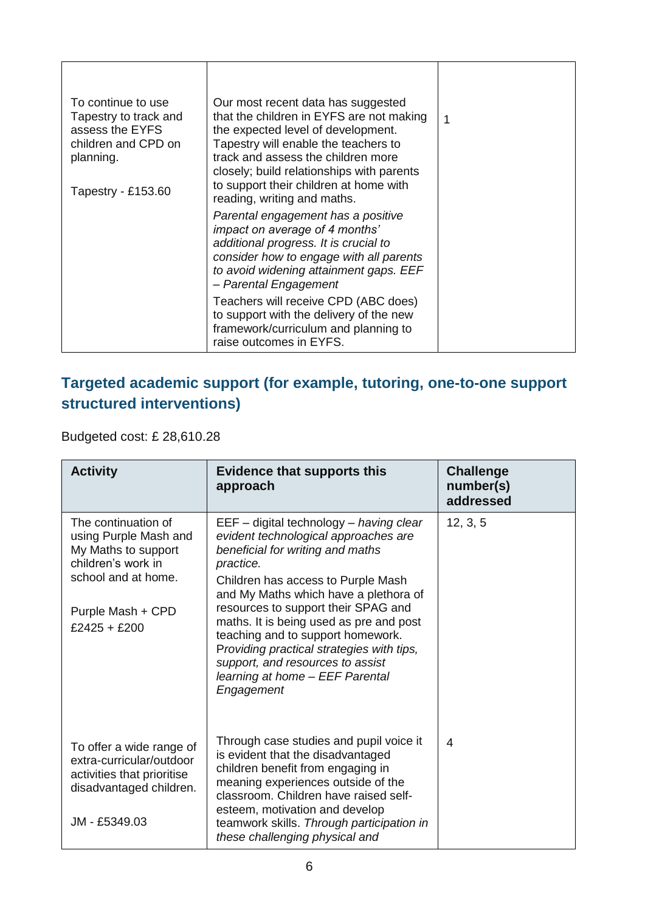| | | |
|---|---|---|
| To continue to use Tapestry to track and assess the EYFS children and CPD on planning.<br><br>Tapestry - £153.60 | Our most recent data has suggested that the children in EYFS are not making the expected level of development. Tapestry will enable the teachers to track and assess the children more closely; build relationships with parents to support their children at home with reading, writing and maths.<br><br>*Parental engagement has a positive impact on average of 4 months' additional progress. It is crucial to consider how to engage with all parents to avoid widening attainment gaps. EEF – Parental Engagement*<br><br>Teachers will receive CPD (ABC does) to support with the delivery of the new framework/curriculum and planning to raise outcomes in EYFS. | 1 |

## Targeted academic support (for example, tutoring, one-to-one support structured interventions)

Budgeted cost: £ 28,610.28

| Activity | Evidence that supports this approach | Challenge number(s) addressed |
|---|---|---|
| The continuation of using Purple Mash and My Maths to support children's work in school and at home.<br><br>Purple Mash + CPD £2425 + £200 | EEF – digital technology – *having clear evident technological approaches are beneficial for writing and maths practice.*<br><br>Children has access to Purple Mash and My Maths which have a plethora of resources to support their SPAG and maths. It is being used as pre and post teaching and to support homework. *Providing practical strategies with tips, support, and resources to assist learning at home – EEF Parental Engagement* | 12, 3, 5 |
| To offer a wide range of extra-curricular/outdoor activities that prioritise disadvantaged children.<br><br>JM - £5349.03 | Through case studies and pupil voice it is evident that the disadvantaged children benefit from engaging in meaning experiences outside of the classroom. Children have raised self-esteem, motivation and develop teamwork skills. *Through participation in these challenging physical and* | 4 |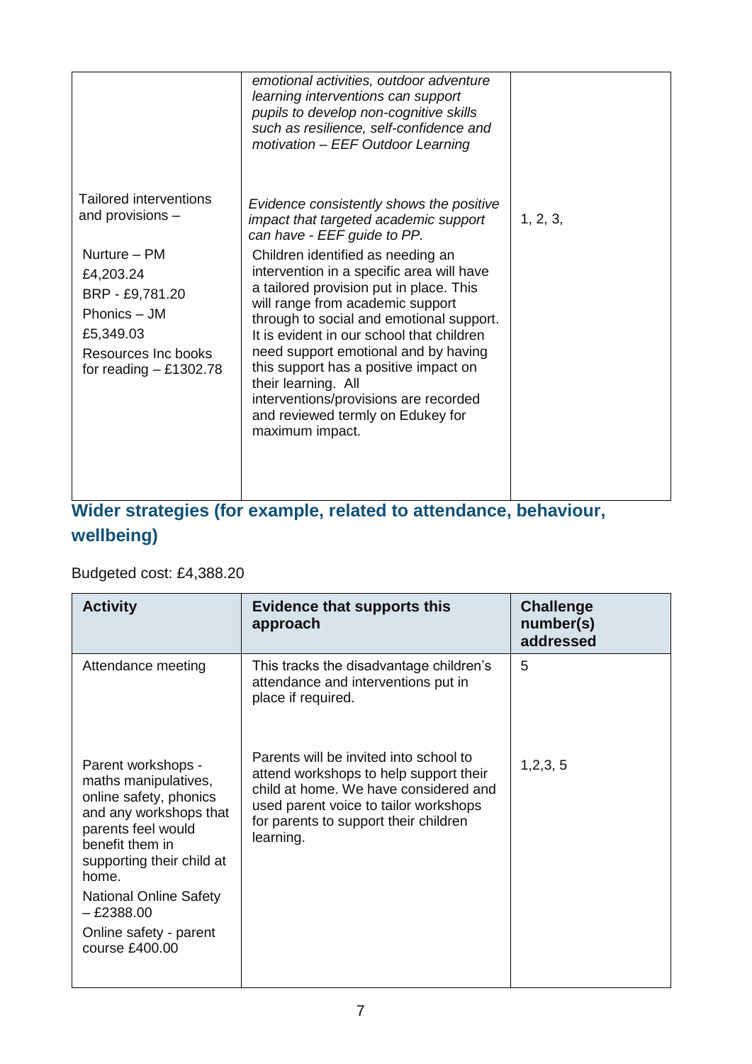| | | |
|---|---|---|
| | *emotional activities, outdoor adventure learning interventions can support pupils to develop non-cognitive skills such as resilience, self-confidence and motivation – EEF Outdoor Learning* | |
| Tailored interventions and provisions – <br><br>Nurture – PM £4,203.24<br>BRP - £9,781.20<br>Phonics – JM £5,349.03<br>Resources Inc books for reading – £1302.78 | *Evidence consistently shows the positive impact that targeted academic support can have - EEF guide to PP.*<br><br>Children identified as needing an intervention in a specific area will have a tailored provision put in place. This will range from academic support through to social and emotional support. It is evident in our school that children need support emotional and by having this support has a positive impact on their learning. All interventions/provisions are recorded and reviewed termly on Edukey for maximum impact. | 1, 2, 3, |

## Wider strategies (for example, related to attendance, behaviour, wellbeing)

Budgeted cost: £4,388.20

| Activity | Evidence that supports this approach | Challenge number(s) addressed |
|---|---|---|
| Attendance meeting | This tracks the disadvantage children's attendance and interventions put in place if required. | 5 |
| Parent workshops - maths manipulatives, online safety, phonics and any workshops that parents feel would benefit them in supporting their child at home.<br><br>National Online Safety – £2388.00<br><br>Online safety - parent course £400.00 | Parents will be invited into school to attend workshops to help support their child at home. We have considered and used parent voice to tailor workshops for parents to support their children learning. | 1,2,3, 5 |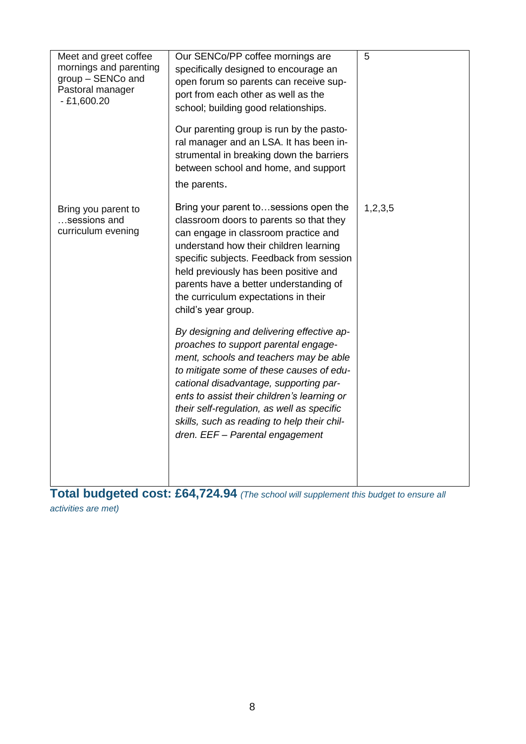| | | |
|---|---|---|
| Meet and greet coffee mornings and parenting group – SENCo and Pastoral manager - £1,600.20 | Our SENCo/PP coffee mornings are specifically designed to encourage an open forum so parents can receive support from each other as well as the school; building good relationships.<br><br>Our parenting group is run by the pastoral manager and an LSA. It has been instrumental in breaking down the barriers between school and home, and support the parents. | 5 |
| Bring you parent to …sessions and curriculum evening | Bring your parent to…sessions open the classroom doors to parents so that they can engage in classroom practice and understand how their children learning specific subjects. Feedback from session held previously has been positive and parents have a better understanding of the curriculum expectations in their child's year group.<br><br>*By designing and delivering effective approaches to support parental engagement, schools and teachers may be able to mitigate some of these causes of educational disadvantage, supporting parents to assist their children's learning or their self-regulation, as well as specific skills, such as reading to help their children. EEF – Parental engagement* | 1,2,3,5 |

**Total budgeted cost: £64,724.94** *(The school will supplement this budget to ensure all activities are met)*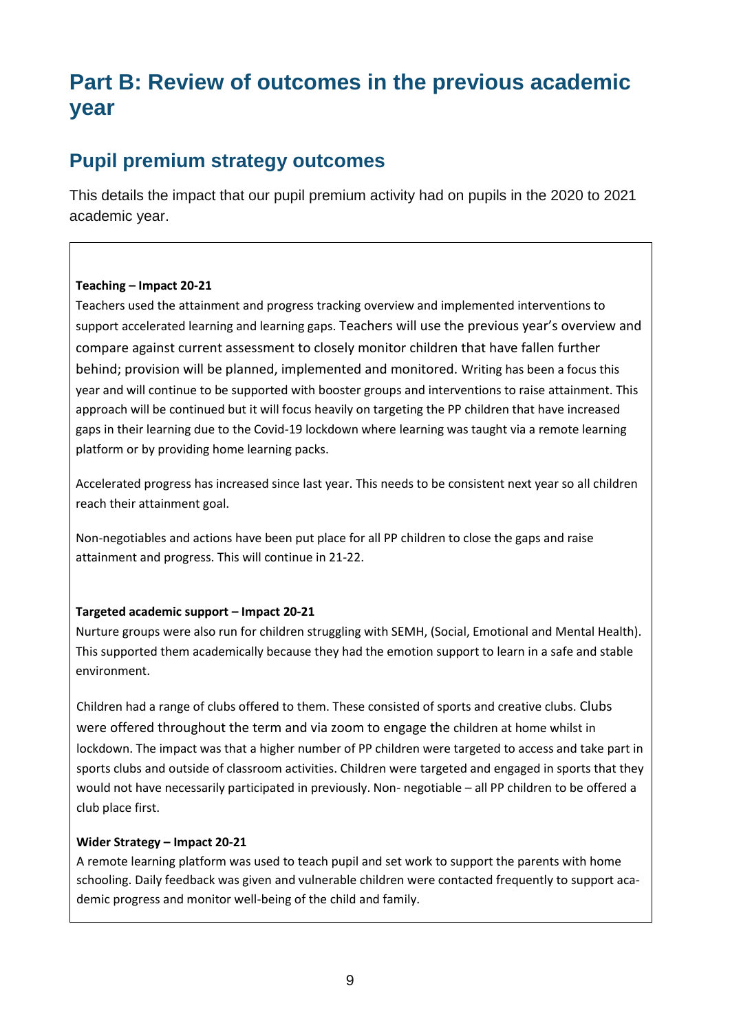# Part B: Review of outcomes in the previous academic year

## Pupil premium strategy outcomes

This details the impact that our pupil premium activity had on pupils in the 2020 to 2021 academic year.

**Teaching – Impact 20-21**

Teachers used the attainment and progress tracking overview and implemented interventions to support accelerated learning and learning gaps. Teachers will use the previous year's overview and compare against current assessment to closely monitor children that have fallen further behind; provision will be planned, implemented and monitored. Writing has been a focus this year and will continue to be supported with booster groups and interventions to raise attainment. This approach will be continued but it will focus heavily on targeting the PP children that have increased gaps in their learning due to the Covid-19 lockdown where learning was taught via a remote learning platform or by providing home learning packs.

Accelerated progress has increased since last year. This needs to be consistent next year so all children reach their attainment goal.

Non-negotiables and actions have been put place for all PP children to close the gaps and raise attainment and progress. This will continue in 21-22.

**Targeted academic support – Impact 20-21**

Nurture groups were also run for children struggling with SEMH, (Social, Emotional and Mental Health). This supported them academically because they had the emotion support to learn in a safe and stable environment.

Children had a range of clubs offered to them. These consisted of sports and creative clubs. Clubs were offered throughout the term and via zoom to engage the children at home whilst in lockdown. The impact was that a higher number of PP children were targeted to access and take part in sports clubs and outside of classroom activities. Children were targeted and engaged in sports that they would not have necessarily participated in previously. Non- negotiable – all PP children to be offered a club place first.

**Wider Strategy – Impact 20-21**

A remote learning platform was used to teach pupil and set work to support the parents with home schooling. Daily feedback was given and vulnerable children were contacted frequently to support academic progress and monitor well-being of the child and family.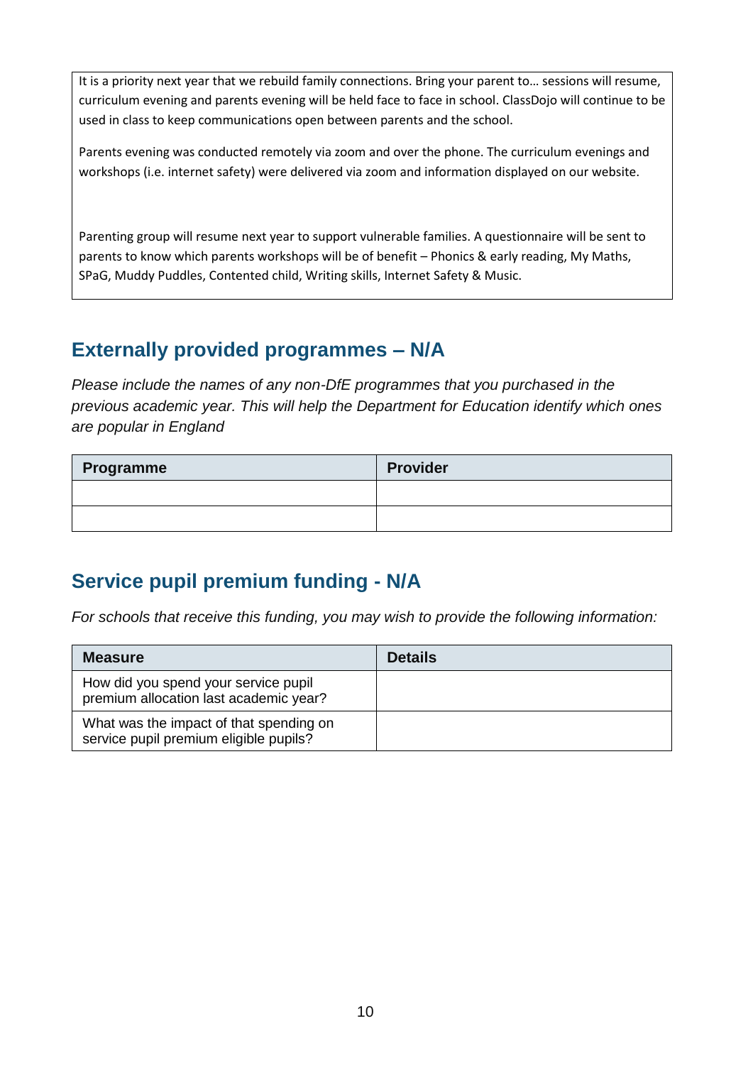It is a priority next year that we rebuild family connections. Bring your parent to… sessions will resume, curriculum evening and parents evening will be held face to face in school. ClassDojo will continue to be used in class to keep communications open between parents and the school.

Parents evening was conducted remotely via zoom and over the phone. The curriculum evenings and workshops (i.e. internet safety) were delivered via zoom and information displayed on our website.

Parenting group will resume next year to support vulnerable families. A questionnaire will be sent to parents to know which parents workshops will be of benefit – Phonics & early reading, My Maths, SPaG, Muddy Puddles, Contented child, Writing skills, Internet Safety & Music.

## Externally provided programmes – N/A

*Please include the names of any non-DfE programmes that you purchased in the previous academic year. This will help the Department for Education identify which ones are popular in England*

| Programme | Provider |
|---|---|
| | |
| | |

## Service pupil premium funding - N/A

*For schools that receive this funding, you may wish to provide the following information:*

| Measure | Details |
|---|---|
| How did you spend your service pupil premium allocation last academic year? | |
| What was the impact of that spending on service pupil premium eligible pupils? | |